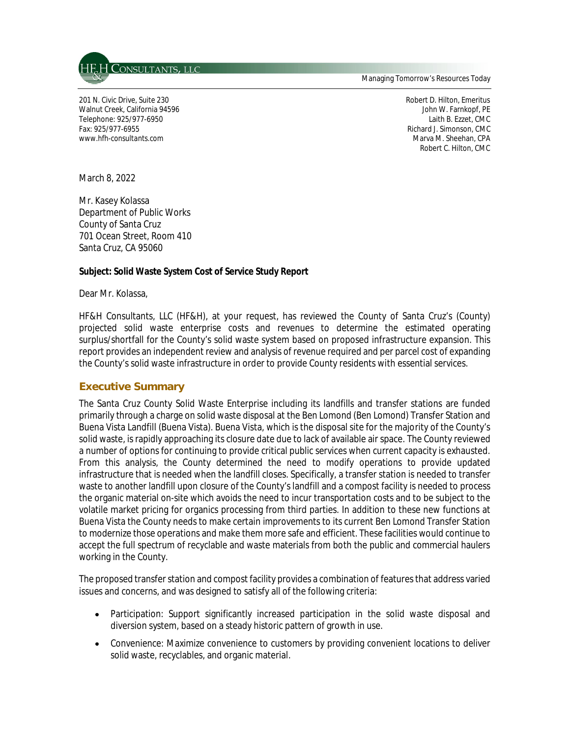HF&H CONSULTANTS, LLC

Managing Tomorrow's Resources Today

201 N. Civic Drive, Suite 230
Walnut Creek, California 94596
Telephone: 925/977-6950
Fax: 925/977-6955
www.hfh-consultants.com

Robert D. Hilton, Emeritus
John W. Farnkopf, PE
Laith B. Ezzet, CMC
Richard J. Simonson, CMC
Marva M. Sheehan, CPA
Robert C. Hilton, CMC

March 8, 2022

Mr. Kasey Kolassa
Department of Public Works
County of Santa Cruz
701 Ocean Street, Room 410
Santa Cruz, CA 95060

**Subject: Solid Waste System Cost of Service Study Report**

Dear Mr. Kolassa,

HF&H Consultants, LLC (HF&H), at your request, has reviewed the County of Santa Cruz's (County) projected solid waste enterprise costs and revenues to determine the estimated operating surplus/shortfall for the County's solid waste system based on proposed infrastructure expansion. This report provides an independent review and analysis of revenue required and per parcel cost of expanding the County's solid waste infrastructure in order to provide County residents with essential services.

## Executive Summary

The Santa Cruz County Solid Waste Enterprise including its landfills and transfer stations are funded primarily through a charge on solid waste disposal at the Ben Lomond (Ben Lomond) Transfer Station and Buena Vista Landfill (Buena Vista). Buena Vista, which is the disposal site for the majority of the County's solid waste, is rapidly approaching its closure date due to lack of available air space. The County reviewed a number of options for continuing to provide critical public services when current capacity is exhausted. From this analysis, the County determined the need to modify operations to provide updated infrastructure that is needed when the landfill closes. Specifically, a transfer station is needed to transfer waste to another landfill upon closure of the County's landfill and a compost facility is needed to process the organic material on-site which avoids the need to incur transportation costs and to be subject to the volatile market pricing for organics processing from third parties. In addition to these new functions at Buena Vista the County needs to make certain improvements to its current Ben Lomond Transfer Station to modernize those operations and make them more safe and efficient. These facilities would continue to accept the full spectrum of recyclable and waste materials from both the public and commercial haulers working in the County.

The proposed transfer station and compost facility provides a combination of features that address varied issues and concerns, and was designed to satisfy all of the following criteria:

- Participation: Support significantly increased participation in the solid waste disposal and diversion system, based on a steady historic pattern of growth in use.
- Convenience: Maximize convenience to customers by providing convenient locations to deliver solid waste, recyclables, and organic material.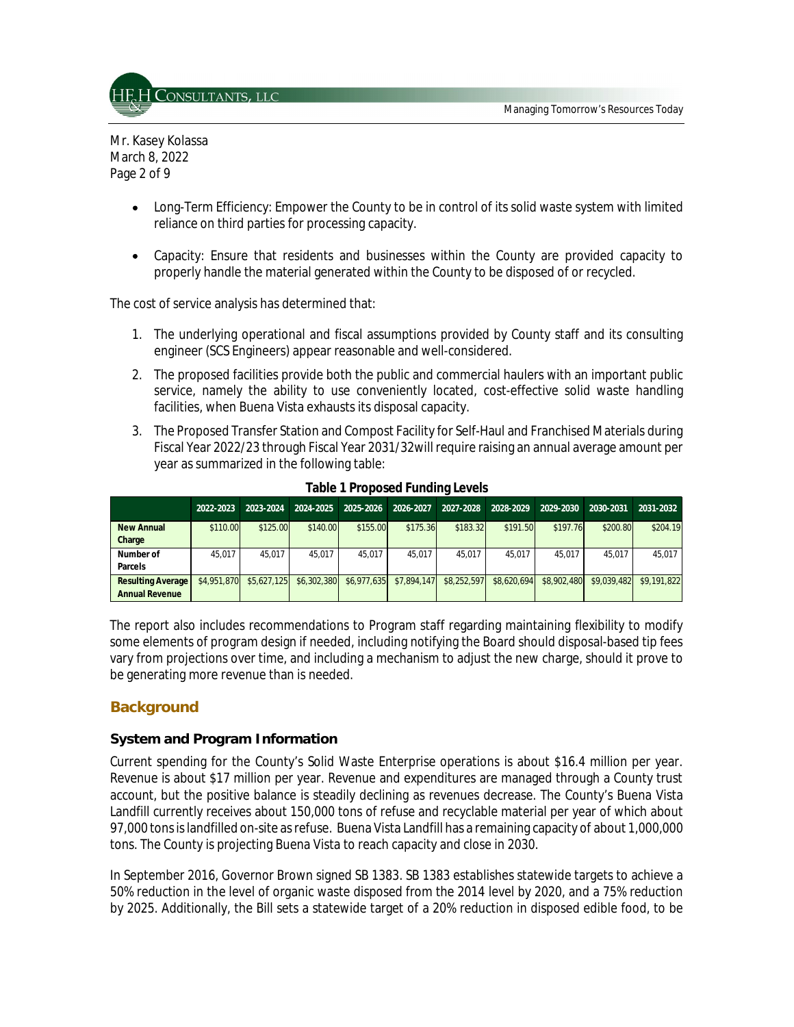- Long-Term Efficiency: Empower the County to be in control of its solid waste system with limited reliance on third parties for processing capacity.

- Capacity: Ensure that residents and businesses within the County are provided capacity to properly handle the material generated within the County to be disposed of or recycled.

The cost of service analysis has determined that:

1. The underlying operational and fiscal assumptions provided by County staff and its consulting engineer (SCS Engineers) appear reasonable and well-considered.
2. The proposed facilities provide both the public and commercial haulers with an important public service, namely the ability to use conveniently located, cost-effective solid waste handling facilities, when Buena Vista exhausts its disposal capacity.
3. The Proposed Transfer Station and Compost Facility for Self-Haul and Franchised Materials during Fiscal Year 2022/23 through Fiscal Year 2031/32will require raising an annual average amount per year as summarized in the following table:

**Table 1 Proposed Funding Levels**

| | 2022-2023 | 2023-2024 | 2024-2025 | 2025-2026 | 2026-2027 | 2027-2028 | 2028-2029 | 2029-2030 | 2030-2031 | 2031-2032 |
|---|---|---|---|---|---|---|---|---|---|---|
| New Annual Charge | $110.00 | $125.00 | $140.00 | $155.00 | $175.36 | $183.32 | $191.50 | $197.76 | $200.80 | $204.19 |
| Number of Parcels | 45,017 | 45,017 | 45,017 | 45,017 | 45,017 | 45,017 | 45,017 | 45,017 | 45,017 | 45,017 |
| Resulting Average Annual Revenue | $4,951,870 | $5,627,125 | $6,302,380 | $6,977,635 | $7,894,147 | $8,252,597 | $8,620,694 | $8,902,480 | $9,039,482 | $9,191,822 |

The report also includes recommendations to Program staff regarding maintaining flexibility to modify some elements of program design if needed, including notifying the Board should disposal-based tip fees vary from projections over time, and including a mechanism to adjust the new charge, should it prove to be generating more revenue than is needed.

## Background

### System and Program Information

Current spending for the County's Solid Waste Enterprise operations is about $16.4 million per year. Revenue is about $17 million per year. Revenue and expenditures are managed through a County trust account, but the positive balance is steadily declining as revenues decrease. The County's Buena Vista Landfill currently receives about 150,000 tons of refuse and recyclable material per year of which about 97,000 tons is landfilled on-site as refuse. Buena Vista Landfill has a remaining capacity of about 1,000,000 tons. The County is projecting Buena Vista to reach capacity and close in 2030.

In September 2016, Governor Brown signed SB 1383. SB 1383 establishes statewide targets to achieve a 50% reduction in the level of organic waste disposed from the 2014 level by 2020, and a 75% reduction by 2025. Additionally, the Bill sets a statewide target of a 20% reduction in disposed edible food, to be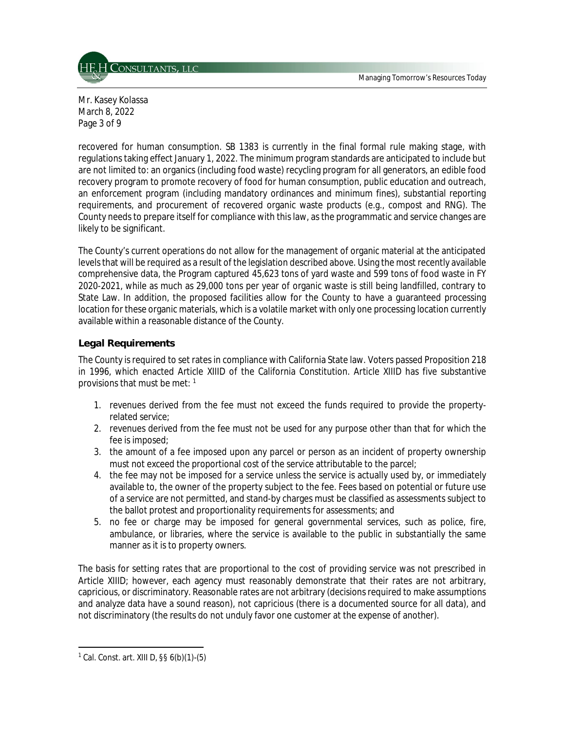recovered for human consumption. SB 1383 is currently in the final formal rule making stage, with regulations taking effect January 1, 2022. The minimum program standards are anticipated to include but are not limited to: an organics (including food waste) recycling program for all generators, an edible food recovery program to promote recovery of food for human consumption, public education and outreach, an enforcement program (including mandatory ordinances and minimum fines), substantial reporting requirements, and procurement of recovered organic waste products (e.g., compost and RNG). The County needs to prepare itself for compliance with this law, as the programmatic and service changes are likely to be significant.

The County's current operations do not allow for the management of organic material at the anticipated levels that will be required as a result of the legislation described above. Using the most recently available comprehensive data, the Program captured 45,623 tons of yard waste and 599 tons of food waste in FY 2020-2021, while as much as 29,000 tons per year of organic waste is still being landfilled, contrary to State Law. In addition, the proposed facilities allow for the County to have a guaranteed processing location for these organic materials, which is a volatile market with only one processing location currently available within a reasonable distance of the County.

## Legal Requirements

The County is required to set rates in compliance with California State law. Voters passed Proposition 218 in 1996, which enacted Article XIIID of the California Constitution. Article XIIID has five substantive provisions that must be met: [1]

1. revenues derived from the fee must not exceed the funds required to provide the property-related service;
2. revenues derived from the fee must not be used for any purpose other than that for which the fee is imposed;
3. the amount of a fee imposed upon any parcel or person as an incident of property ownership must not exceed the proportional cost of the service attributable to the parcel;
4. the fee may not be imposed for a service unless the service is actually used by, or immediately available to, the owner of the property subject to the fee. Fees based on potential or future use of a service are not permitted, and stand-by charges must be classified as assessments subject to the ballot protest and proportionality requirements for assessments; and
5. no fee or charge may be imposed for general governmental services, such as police, fire, ambulance, or libraries, where the service is available to the public in substantially the same manner as it is to property owners.

The basis for setting rates that are proportional to the cost of providing service was not prescribed in Article XIIID; however, each agency must reasonably demonstrate that their rates are not arbitrary, capricious, or discriminatory. Reasonable rates are not arbitrary (decisions required to make assumptions and analyze data have a sound reason), not capricious (there is a documented source for all data), and not discriminatory (the results do not unduly favor one customer at the expense of another).

---

[1] Cal. Const. art. XIII D, §§ 6(b)(1)-(5)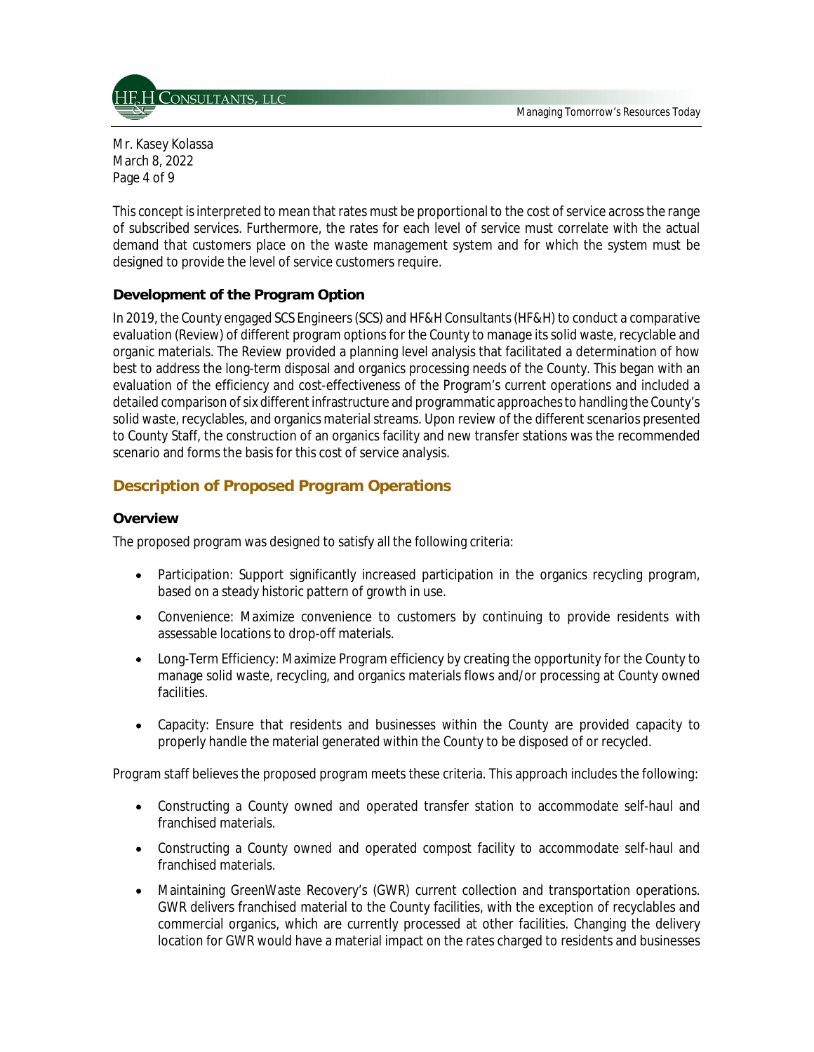This concept is interpreted to mean that rates must be proportional to the cost of service across the range of subscribed services. Furthermore, the rates for each level of service must correlate with the actual demand that customers place on the waste management system and for which the system must be designed to provide the level of service customers require.

### Development of the Program Option

In 2019, the County engaged SCS Engineers (SCS) and HF&H Consultants (HF&H) to conduct a comparative evaluation (Review) of different program options for the County to manage its solid waste, recyclable and organic materials. The Review provided a planning level analysis that facilitated a determination of how best to address the long-term disposal and organics processing needs of the County. This began with an evaluation of the efficiency and cost-effectiveness of the Program's current operations and included a detailed comparison of six different infrastructure and programmatic approaches to handling the County's solid waste, recyclables, and organics material streams. Upon review of the different scenarios presented to County Staff, the construction of an organics facility and new transfer stations was the recommended scenario and forms the basis for this cost of service analysis.

## Description of Proposed Program Operations

### Overview

The proposed program was designed to satisfy all the following criteria:

- Participation: Support significantly increased participation in the organics recycling program, based on a steady historic pattern of growth in use.
- Convenience: Maximize convenience to customers by continuing to provide residents with assessable locations to drop-off materials.
- Long-Term Efficiency: Maximize Program efficiency by creating the opportunity for the County to manage solid waste, recycling, and organics materials flows and/or processing at County owned facilities.
- Capacity: Ensure that residents and businesses within the County are provided capacity to properly handle the material generated within the County to be disposed of or recycled.

Program staff believes the proposed program meets these criteria. This approach includes the following:

- Constructing a County owned and operated transfer station to accommodate self-haul and franchised materials.
- Constructing a County owned and operated compost facility to accommodate self-haul and franchised materials.
- Maintaining GreenWaste Recovery's (GWR) current collection and transportation operations. GWR delivers franchised material to the County facilities, with the exception of recyclables and commercial organics, which are currently processed at other facilities. Changing the delivery location for GWR would have a material impact on the rates charged to residents and businesses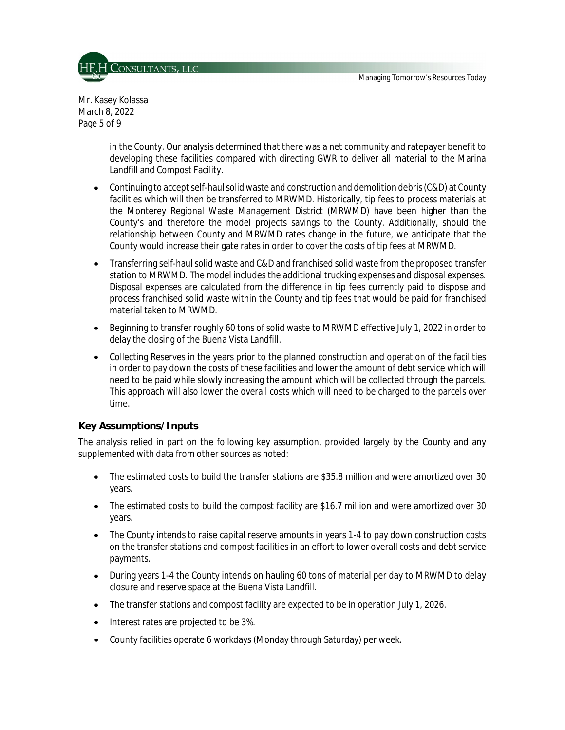in the County. Our analysis determined that there was a net community and ratepayer benefit to developing these facilities compared with directing GWR to deliver all material to the Marina Landfill and Compost Facility.

- Continuing to accept self-haul solid waste and construction and demolition debris (C&D) at County facilities which will then be transferred to MRWMD. Historically, tip fees to process materials at the Monterey Regional Waste Management District (MRWMD) have been higher than the County's and therefore the model projects savings to the County. Additionally, should the relationship between County and MRWMD rates change in the future, we anticipate that the County would increase their gate rates in order to cover the costs of tip fees at MRWMD.
- Transferring self-haul solid waste and C&D and franchised solid waste from the proposed transfer station to MRWMD. The model includes the additional trucking expenses and disposal expenses. Disposal expenses are calculated from the difference in tip fees currently paid to dispose and process franchised solid waste within the County and tip fees that would be paid for franchised material taken to MRWMD.
- Beginning to transfer roughly 60 tons of solid waste to MRWMD effective July 1, 2022 in order to delay the closing of the Buena Vista Landfill.
- Collecting Reserves in the years prior to the planned construction and operation of the facilities in order to pay down the costs of these facilities and lower the amount of debt service which will need to be paid while slowly increasing the amount which will be collected through the parcels. This approach will also lower the overall costs which will need to be charged to the parcels over time.

**Key Assumptions/Inputs**

The analysis relied in part on the following key assumption, provided largely by the County and any supplemented with data from other sources as noted:

- The estimated costs to build the transfer stations are \$35.8 million and were amortized over 30 years.
- The estimated costs to build the compost facility are \$16.7 million and were amortized over 30 years.
- The County intends to raise capital reserve amounts in years 1-4 to pay down construction costs on the transfer stations and compost facilities in an effort to lower overall costs and debt service payments.
- During years 1-4 the County intends on hauling 60 tons of material per day to MRWMD to delay closure and reserve space at the Buena Vista Landfill.
- The transfer stations and compost facility are expected to be in operation July 1, 2026.
- Interest rates are projected to be 3%.
- County facilities operate 6 workdays (Monday through Saturday) per week.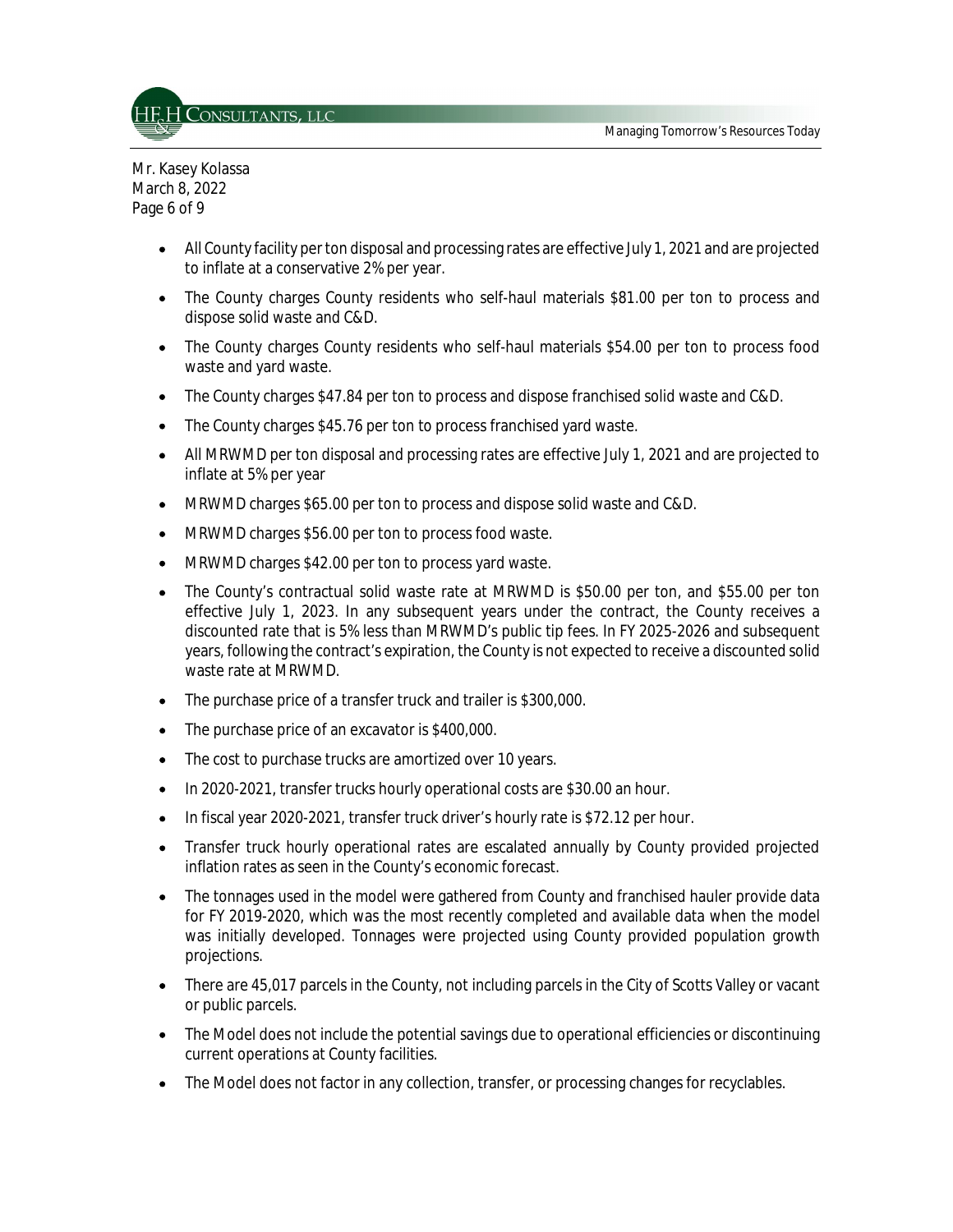Mr. Kasey Kolassa
March 8, 2022

- All County facility per ton disposal and processing rates are effective July 1, 2021 and are projected to inflate at a conservative 2% per year.
- The County charges County residents who self-haul materials $81.00 per ton to process and dispose solid waste and C&D.
- The County charges County residents who self-haul materials $54.00 per ton to process food waste and yard waste.
- The County charges $47.84 per ton to process and dispose franchised solid waste and C&D.
- The County charges $45.76 per ton to process franchised yard waste.
- All MRWMD per ton disposal and processing rates are effective July 1, 2021 and are projected to inflate at 5% per year
- MRWMD charges $65.00 per ton to process and dispose solid waste and C&D.
- MRWMD charges $56.00 per ton to process food waste.
- MRWMD charges $42.00 per ton to process yard waste.
- The County's contractual solid waste rate at MRWMD is $50.00 per ton, and $55.00 per ton effective July 1, 2023. In any subsequent years under the contract, the County receives a discounted rate that is 5% less than MRWMD's public tip fees. In FY 2025-2026 and subsequent years, following the contract's expiration, the County is not expected to receive a discounted solid waste rate at MRWMD.
- The purchase price of a transfer truck and trailer is $300,000.
- The purchase price of an excavator is $400,000.
- The cost to purchase trucks are amortized over 10 years.
- In 2020-2021, transfer trucks hourly operational costs are $30.00 an hour.
- In fiscal year 2020-2021, transfer truck driver's hourly rate is $72.12 per hour.
- Transfer truck hourly operational rates are escalated annually by County provided projected inflation rates as seen in the County's economic forecast.
- The tonnages used in the model were gathered from County and franchised hauler provide data for FY 2019-2020, which was the most recently completed and available data when the model was initially developed. Tonnages were projected using County provided population growth projections.
- There are 45,017 parcels in the County, not including parcels in the City of Scotts Valley or vacant or public parcels.
- The Model does not include the potential savings due to operational efficiencies or discontinuing current operations at County facilities.
- The Model does not factor in any collection, transfer, or processing changes for recyclables.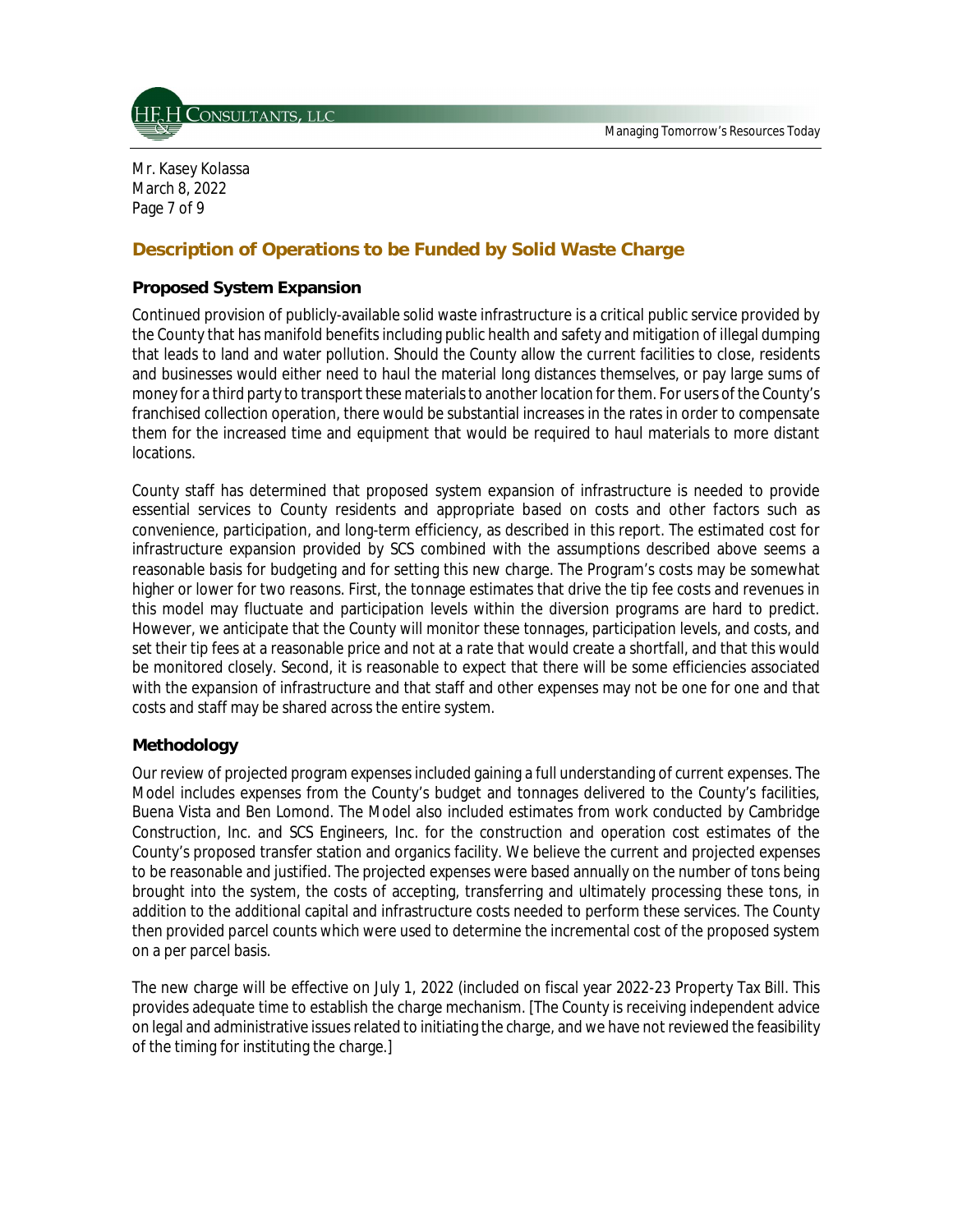## Description of Operations to be Funded by Solid Waste Charge

### Proposed System Expansion

Continued provision of publicly-available solid waste infrastructure is a critical public service provided by the County that has manifold benefits including public health and safety and mitigation of illegal dumping that leads to land and water pollution. Should the County allow the current facilities to close, residents and businesses would either need to haul the material long distances themselves, or pay large sums of money for a third party to transport these materials to another location for them. For users of the County's franchised collection operation, there would be substantial increases in the rates in order to compensate them for the increased time and equipment that would be required to haul materials to more distant locations.

County staff has determined that proposed system expansion of infrastructure is needed to provide essential services to County residents and appropriate based on costs and other factors such as convenience, participation, and long-term efficiency, as described in this report. The estimated cost for infrastructure expansion provided by SCS combined with the assumptions described above seems a reasonable basis for budgeting and for setting this new charge. The Program's costs may be somewhat higher or lower for two reasons. First, the tonnage estimates that drive the tip fee costs and revenues in this model may fluctuate and participation levels within the diversion programs are hard to predict. However, we anticipate that the County will monitor these tonnages, participation levels, and costs, and set their tip fees at a reasonable price and not at a rate that would create a shortfall, and that this would be monitored closely. Second, it is reasonable to expect that there will be some efficiencies associated with the expansion of infrastructure and that staff and other expenses may not be one for one and that costs and staff may be shared across the entire system.

### Methodology

Our review of projected program expenses included gaining a full understanding of current expenses. The Model includes expenses from the County's budget and tonnages delivered to the County's facilities, Buena Vista and Ben Lomond. The Model also included estimates from work conducted by Cambridge Construction, Inc. and SCS Engineers, Inc. for the construction and operation cost estimates of the County's proposed transfer station and organics facility. We believe the current and projected expenses to be reasonable and justified. The projected expenses were based annually on the number of tons being brought into the system, the costs of accepting, transferring and ultimately processing these tons, in addition to the additional capital and infrastructure costs needed to perform these services. The County then provided parcel counts which were used to determine the incremental cost of the proposed system on a per parcel basis.

The new charge will be effective on July 1, 2022 (included on fiscal year 2022-23 Property Tax Bill. This provides adequate time to establish the charge mechanism. [The County is receiving independent advice on legal and administrative issues related to initiating the charge, and we have not reviewed the feasibility of the timing for instituting the charge.]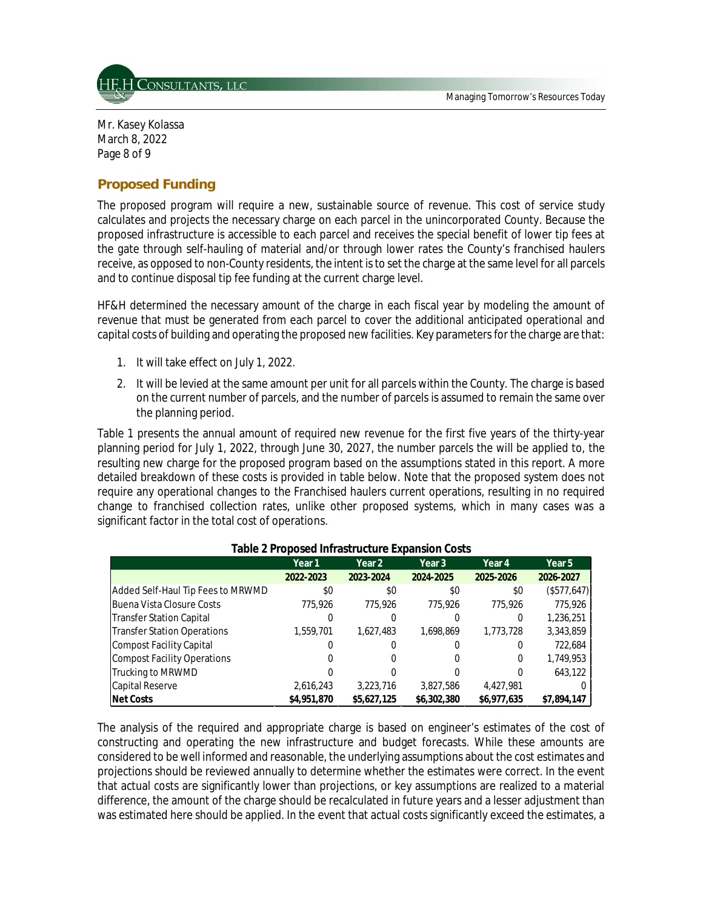Mr. Kasey Kolassa
March 8, 2022

## Proposed Funding

The proposed program will require a new, sustainable source of revenue. This cost of service study calculates and projects the necessary charge on each parcel in the unincorporated County. Because the proposed infrastructure is accessible to each parcel and receives the special benefit of lower tip fees at the gate through self-hauling of material and/or through lower rates the County's franchised haulers receive, as opposed to non-County residents, the intent is to set the charge at the same level for all parcels and to continue disposal tip fee funding at the current charge level.

HF&H determined the necessary amount of the charge in each fiscal year by modeling the amount of revenue that must be generated from each parcel to cover the additional anticipated operational and capital costs of building and operating the proposed new facilities. Key parameters for the charge are that:

1. It will take effect on July 1, 2022.
2. It will be levied at the same amount per unit for all parcels within the County. The charge is based on the current number of parcels, and the number of parcels is assumed to remain the same over the planning period.

Table 1 presents the annual amount of required new revenue for the first five years of the thirty-year planning period for July 1, 2022, through June 30, 2027, the number parcels the will be applied to, the resulting new charge for the proposed program based on the assumptions stated in this report. A more detailed breakdown of these costs is provided in table below. Note that the proposed system does not require any operational changes to the Franchised haulers current operations, resulting in no required change to franchised collection rates, unlike other proposed systems, which in many cases was a significant factor in the total cost of operations.

**Table 2 Proposed Infrastructure Expansion Costs**

| | Year 1 | Year 2 | Year 3 | Year 4 | Year 5 |
|---|---|---|---|---|---|
| | 2022-2023 | 2023-2024 | 2024-2025 | 2025-2026 | 2026-2027 |
| Added Self-Haul Tip Fees to MRWMD | $0 | $0 | $0 | $0 | ($577,647) |
| Buena Vista Closure Costs | 775,926 | 775,926 | 775,926 | 775,926 | 775,926 |
| Transfer Station Capital | 0 | 0 | 0 | 0 | 1,236,251 |
| Transfer Station Operations | 1,559,701 | 1,627,483 | 1,698,869 | 1,773,728 | 3,343,859 |
| Compost Facility Capital | 0 | 0 | 0 | 0 | 722,684 |
| Compost Facility Operations | 0 | 0 | 0 | 0 | 1,749,953 |
| Trucking to MRWMD | 0 | 0 | 0 | 0 | 643,122 |
| Capital Reserve | 2,616,243 | 3,223,716 | 3,827,586 | 4,427,981 | 0 |
| **Net Costs** | **$4,951,870** | **$5,627,125** | **$6,302,380** | **$6,977,635** | **$7,894,147** |

The analysis of the required and appropriate charge is based on engineer's estimates of the cost of constructing and operating the new infrastructure and budget forecasts. While these amounts are considered to be well informed and reasonable, the underlying assumptions about the cost estimates and projections should be reviewed annually to determine whether the estimates were correct. In the event that actual costs are significantly lower than projections, or key assumptions are realized to a material difference, the amount of the charge should be recalculated in future years and a lesser adjustment than was estimated here should be applied. In the event that actual costs significantly exceed the estimates, a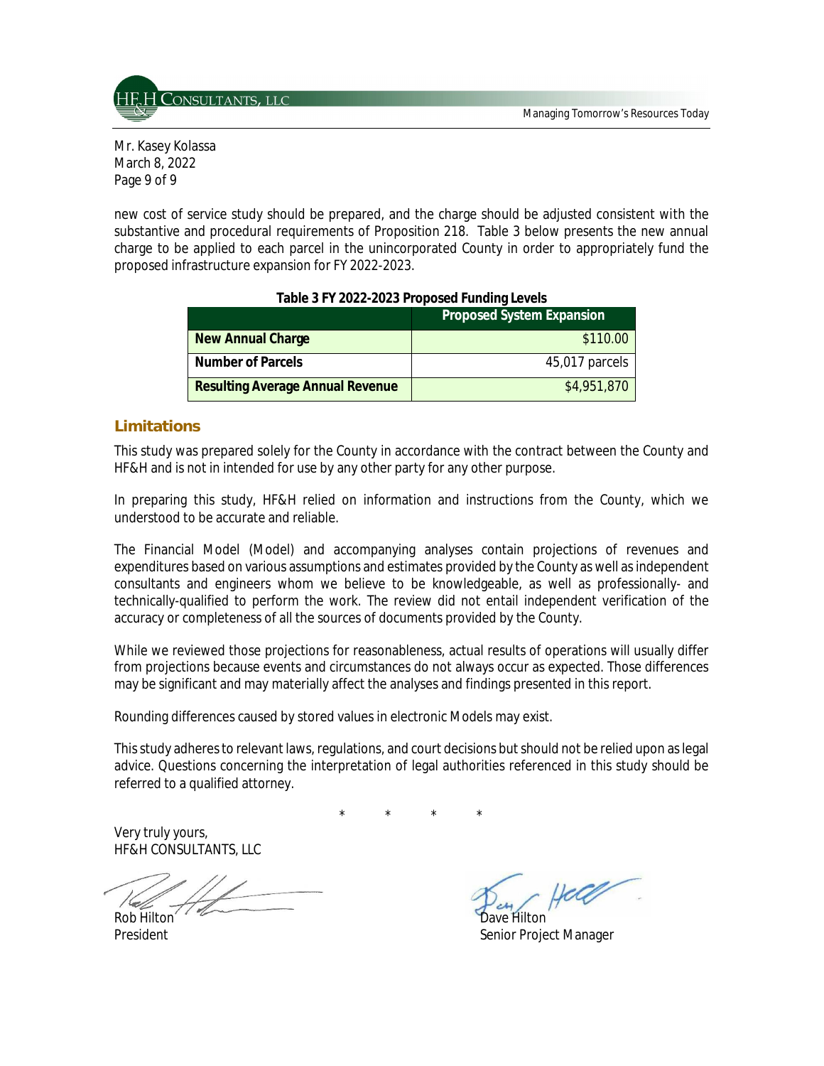Mr. Kasey Kolassa
March 8, 2022

new cost of service study should be prepared, and the charge should be adjusted consistent with the substantive and procedural requirements of Proposition 218. Table 3 below presents the new annual charge to be applied to each parcel in the unincorporated County in order to appropriately fund the proposed infrastructure expansion for FY 2022-2023.

**Table 3 FY 2022-2023 Proposed Funding Levels**

| | Proposed System Expansion |
|---|---|
| **New Annual Charge** | $110.00 |
| **Number of Parcels** | 45,017 parcels |
| **Resulting Average Annual Revenue** | $4,951,870 |

## Limitations

This study was prepared solely for the County in accordance with the contract between the County and HF&H and is not in intended for use by any other party for any other purpose.

In preparing this study, HF&H relied on information and instructions from the County, which we understood to be accurate and reliable.

The Financial Model (Model) and accompanying analyses contain projections of revenues and expenditures based on various assumptions and estimates provided by the County as well as independent consultants and engineers whom we believe to be knowledgeable, as well as professionally- and technically-qualified to perform the work. The review did not entail independent verification of the accuracy or completeness of all the sources of documents provided by the County.

While we reviewed those projections for reasonableness, actual results of operations will usually differ from projections because events and circumstances do not always occur as expected. Those differences may be significant and may materially affect the analyses and findings presented in this report.

Rounding differences caused by stored values in electronic Models may exist.

This study adheres to relevant laws, regulations, and court decisions but should not be relied upon as legal advice. Questions concerning the interpretation of legal authorities referenced in this study should be referred to a qualified attorney.

\* \* \* \*

Very truly yours,
HF&H CONSULTANTS, LLC

Rob Hilton
President

Dave Hilton
Senior Project Manager